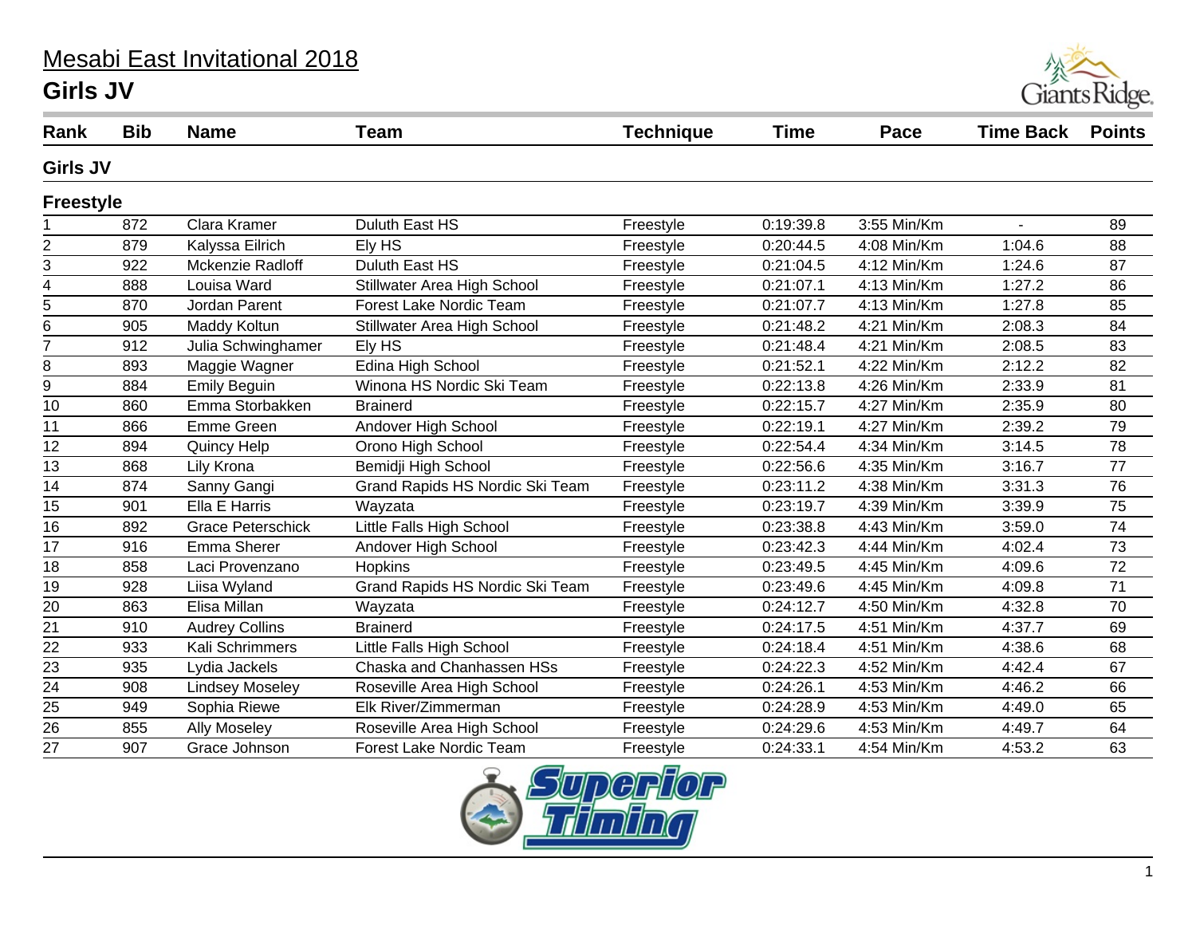# Mesabi East Invitational 2018

## Girls JV

| Rank | Bib | Name | Team | Technique | Time | Pace | Time Back | Points |
|---|---|---|---|---|---|---|---|---|
| **Girls JV** | | | | | | | | |
| **Freestyle** | | | | | | | | |
| 1 | 872 | Clara Kramer | Duluth East HS | Freestyle | 0:19:39.8 | 3:55 Min/Km | - | 89 |
| 2 | 879 | Kalyssa Eilrich | Ely HS | Freestyle | 0:20:44.5 | 4:08 Min/Km | 1:04.6 | 88 |
| 3 | 922 | Mckenzie Radloff | Duluth East HS | Freestyle | 0:21:04.5 | 4:12 Min/Km | 1:24.6 | 87 |
| 4 | 888 | Louisa Ward | Stillwater Area High School | Freestyle | 0:21:07.1 | 4:13 Min/Km | 1:27.2 | 86 |
| 5 | 870 | Jordan Parent | Forest Lake Nordic Team | Freestyle | 0:21:07.7 | 4:13 Min/Km | 1:27.8 | 85 |
| 6 | 905 | Maddy Koltun | Stillwater Area High School | Freestyle | 0:21:48.2 | 4:21 Min/Km | 2:08.3 | 84 |
| 7 | 912 | Julia Schwinghamer | Ely HS | Freestyle | 0:21:48.4 | 4:21 Min/Km | 2:08.5 | 83 |
| 8 | 893 | Maggie Wagner | Edina High School | Freestyle | 0:21:52.1 | 4:22 Min/Km | 2:12.2 | 82 |
| 9 | 884 | Emily Beguin | Winona HS Nordic Ski Team | Freestyle | 0:22:13.8 | 4:26 Min/Km | 2:33.9 | 81 |
| 10 | 860 | Emma Storbakken | Brainerd | Freestyle | 0:22:15.7 | 4:27 Min/Km | 2:35.9 | 80 |
| 11 | 866 | Emme Green | Andover High School | Freestyle | 0:22:19.1 | 4:27 Min/Km | 2:39.2 | 79 |
| 12 | 894 | Quincy Help | Orono High School | Freestyle | 0:22:54.4 | 4:34 Min/Km | 3:14.5 | 78 |
| 13 | 868 | Lily Krona | Bemidji High School | Freestyle | 0:22:56.6 | 4:35 Min/Km | 3:16.7 | 77 |
| 14 | 874 | Sanny Gangi | Grand Rapids HS Nordic Ski Team | Freestyle | 0:23:11.2 | 4:38 Min/Km | 3:31.3 | 76 |
| 15 | 901 | Ella E Harris | Wayzata | Freestyle | 0:23:19.7 | 4:39 Min/Km | 3:39.9 | 75 |
| 16 | 892 | Grace Peterschick | Little Falls High School | Freestyle | 0:23:38.8 | 4:43 Min/Km | 3:59.0 | 74 |
| 17 | 916 | Emma Sherer | Andover High School | Freestyle | 0:23:42.3 | 4:44 Min/Km | 4:02.4 | 73 |
| 18 | 858 | Laci Provenzano | Hopkins | Freestyle | 0:23:49.5 | 4:45 Min/Km | 4:09.6 | 72 |
| 19 | 928 | Liisa Wyland | Grand Rapids HS Nordic Ski Team | Freestyle | 0:23:49.6 | 4:45 Min/Km | 4:09.8 | 71 |
| 20 | 863 | Elisa Millan | Wayzata | Freestyle | 0:24:12.7 | 4:50 Min/Km | 4:32.8 | 70 |
| 21 | 910 | Audrey Collins | Brainerd | Freestyle | 0:24:17.5 | 4:51 Min/Km | 4:37.7 | 69 |
| 22 | 933 | Kali Schrimmers | Little Falls High School | Freestyle | 0:24:18.4 | 4:51 Min/Km | 4:38.6 | 68 |
| 23 | 935 | Lydia Jackels | Chaska and Chanhassen HSs | Freestyle | 0:24:22.3 | 4:52 Min/Km | 4:42.4 | 67 |
| 24 | 908 | Lindsey Moseley | Roseville Area High School | Freestyle | 0:24:26.1 | 4:53 Min/Km | 4:46.2 | 66 |
| 25 | 949 | Sophia Riewe | Elk River/Zimmerman | Freestyle | 0:24:28.9 | 4:53 Min/Km | 4:49.0 | 65 |
| 26 | 855 | Ally Moseley | Roseville Area High School | Freestyle | 0:24:29.6 | 4:53 Min/Km | 4:49.7 | 64 |
| 27 | 907 | Grace Johnson | Forest Lake Nordic Team | Freestyle | 0:24:33.1 | 4:54 Min/Km | 4:53.2 | 63 |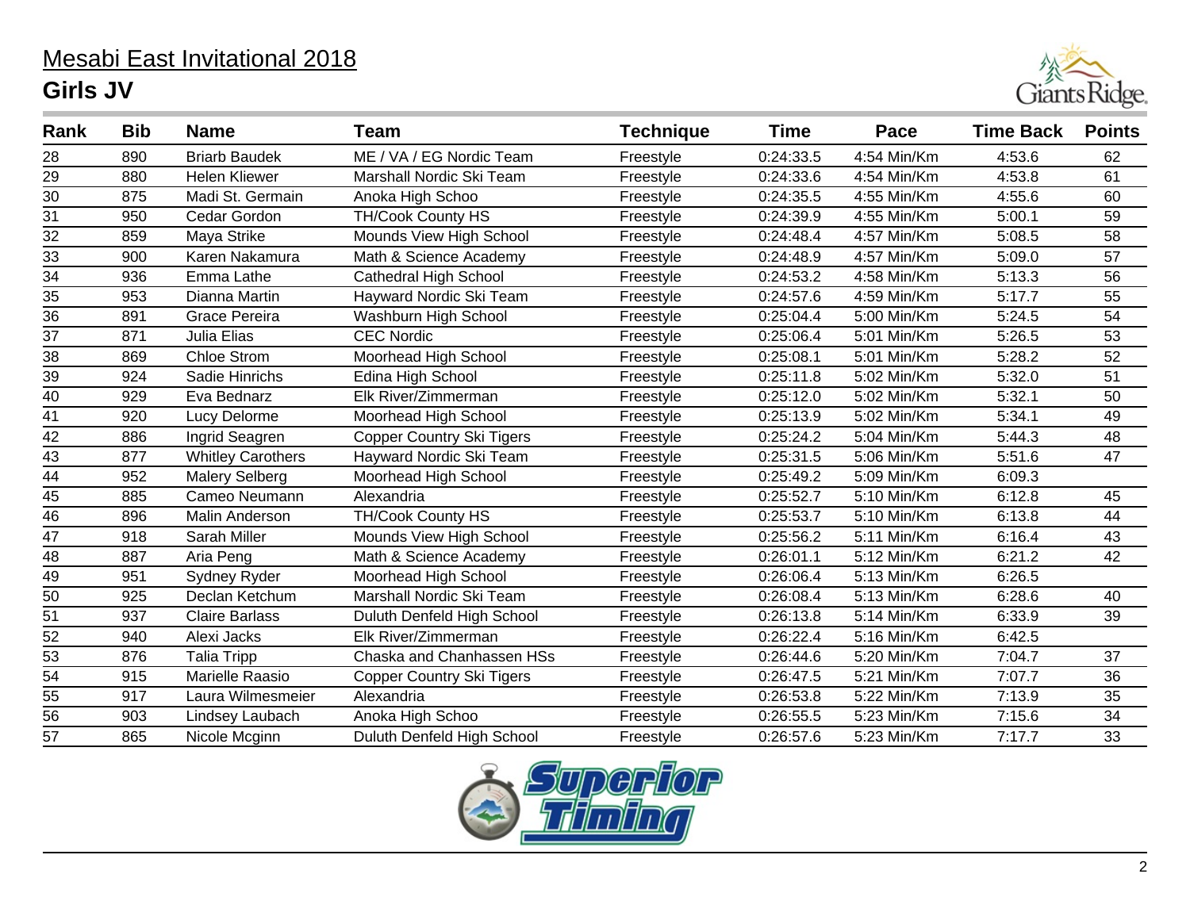# Mesabi East Invitational 2018

## Girls JV

| Rank | Bib | Name | Team | Technique | Time | Pace | Time Back | Points |
|---|---|---|---|---|---|---|---|---|
| 28 | 890 | Briarb Baudek | ME / VA / EG Nordic Team | Freestyle | 0:24:33.5 | 4:54 Min/Km | 4:53.6 | 62 |
| 29 | 880 | Helen Kliewer | Marshall Nordic Ski Team | Freestyle | 0:24:33.6 | 4:54 Min/Km | 4:53.8 | 61 |
| 30 | 875 | Madi St. Germain | Anoka High Schoo | Freestyle | 0:24:35.5 | 4:55 Min/Km | 4:55.6 | 60 |
| 31 | 950 | Cedar Gordon | TH/Cook County HS | Freestyle | 0:24:39.9 | 4:55 Min/Km | 5:00.1 | 59 |
| 32 | 859 | Maya Strike | Mounds View High School | Freestyle | 0:24:48.4 | 4:57 Min/Km | 5:08.5 | 58 |
| 33 | 900 | Karen Nakamura | Math & Science Academy | Freestyle | 0:24:48.9 | 4:57 Min/Km | 5:09.0 | 57 |
| 34 | 936 | Emma Lathe | Cathedral High School | Freestyle | 0:24:53.2 | 4:58 Min/Km | 5:13.3 | 56 |
| 35 | 953 | Dianna Martin | Hayward Nordic Ski Team | Freestyle | 0:24:57.6 | 4:59 Min/Km | 5:17.7 | 55 |
| 36 | 891 | Grace Pereira | Washburn High School | Freestyle | 0:25:04.4 | 5:00 Min/Km | 5:24.5 | 54 |
| 37 | 871 | Julia Elias | CEC Nordic | Freestyle | 0:25:06.4 | 5:01 Min/Km | 5:26.5 | 53 |
| 38 | 869 | Chloe Strom | Moorhead High School | Freestyle | 0:25:08.1 | 5:01 Min/Km | 5:28.2 | 52 |
| 39 | 924 | Sadie Hinrichs | Edina High School | Freestyle | 0:25:11.8 | 5:02 Min/Km | 5:32.0 | 51 |
| 40 | 929 | Eva Bednarz | Elk River/Zimmerman | Freestyle | 0:25:12.0 | 5:02 Min/Km | 5:32.1 | 50 |
| 41 | 920 | Lucy Delorme | Moorhead High School | Freestyle | 0:25:13.9 | 5:02 Min/Km | 5:34.1 | 49 |
| 42 | 886 | Ingrid Seagren | Copper Country Ski Tigers | Freestyle | 0:25:24.2 | 5:04 Min/Km | 5:44.3 | 48 |
| 43 | 877 | Whitley Carothers | Hayward Nordic Ski Team | Freestyle | 0:25:31.5 | 5:06 Min/Km | 5:51.6 | 47 |
| 44 | 952 | Malery Selberg | Moorhead High School | Freestyle | 0:25:49.2 | 5:09 Min/Km | 6:09.3 | |
| 45 | 885 | Cameo Neumann | Alexandria | Freestyle | 0:25:52.7 | 5:10 Min/Km | 6:12.8 | 45 |
| 46 | 896 | Malin Anderson | TH/Cook County HS | Freestyle | 0:25:53.7 | 5:10 Min/Km | 6:13.8 | 44 |
| 47 | 918 | Sarah Miller | Mounds View High School | Freestyle | 0:25:56.2 | 5:11 Min/Km | 6:16.4 | 43 |
| 48 | 887 | Aria Peng | Math & Science Academy | Freestyle | 0:26:01.1 | 5:12 Min/Km | 6:21.2 | 42 |
| 49 | 951 | Sydney Ryder | Moorhead High School | Freestyle | 0:26:06.4 | 5:13 Min/Km | 6:26.5 | |
| 50 | 925 | Declan Ketchum | Marshall Nordic Ski Team | Freestyle | 0:26:08.4 | 5:13 Min/Km | 6:28.6 | 40 |
| 51 | 937 | Claire Barlass | Duluth Denfeld High School | Freestyle | 0:26:13.8 | 5:14 Min/Km | 6:33.9 | 39 |
| 52 | 940 | Alexi Jacks | Elk River/Zimmerman | Freestyle | 0:26:22.4 | 5:16 Min/Km | 6:42.5 | |
| 53 | 876 | Talia Tripp | Chaska and Chanhassen HSs | Freestyle | 0:26:44.6 | 5:20 Min/Km | 7:04.7 | 37 |
| 54 | 915 | Marielle Raasio | Copper Country Ski Tigers | Freestyle | 0:26:47.5 | 5:21 Min/Km | 7:07.7 | 36 |
| 55 | 917 | Laura Wilmesmeier | Alexandria | Freestyle | 0:26:53.8 | 5:22 Min/Km | 7:13.9 | 35 |
| 56 | 903 | Lindsey Laubach | Anoka High Schoo | Freestyle | 0:26:55.5 | 5:23 Min/Km | 7:15.6 | 34 |
| 57 | 865 | Nicole Mcginn | Duluth Denfeld High School | Freestyle | 0:26:57.6 | 5:23 Min/Km | 7:17.7 | 33 |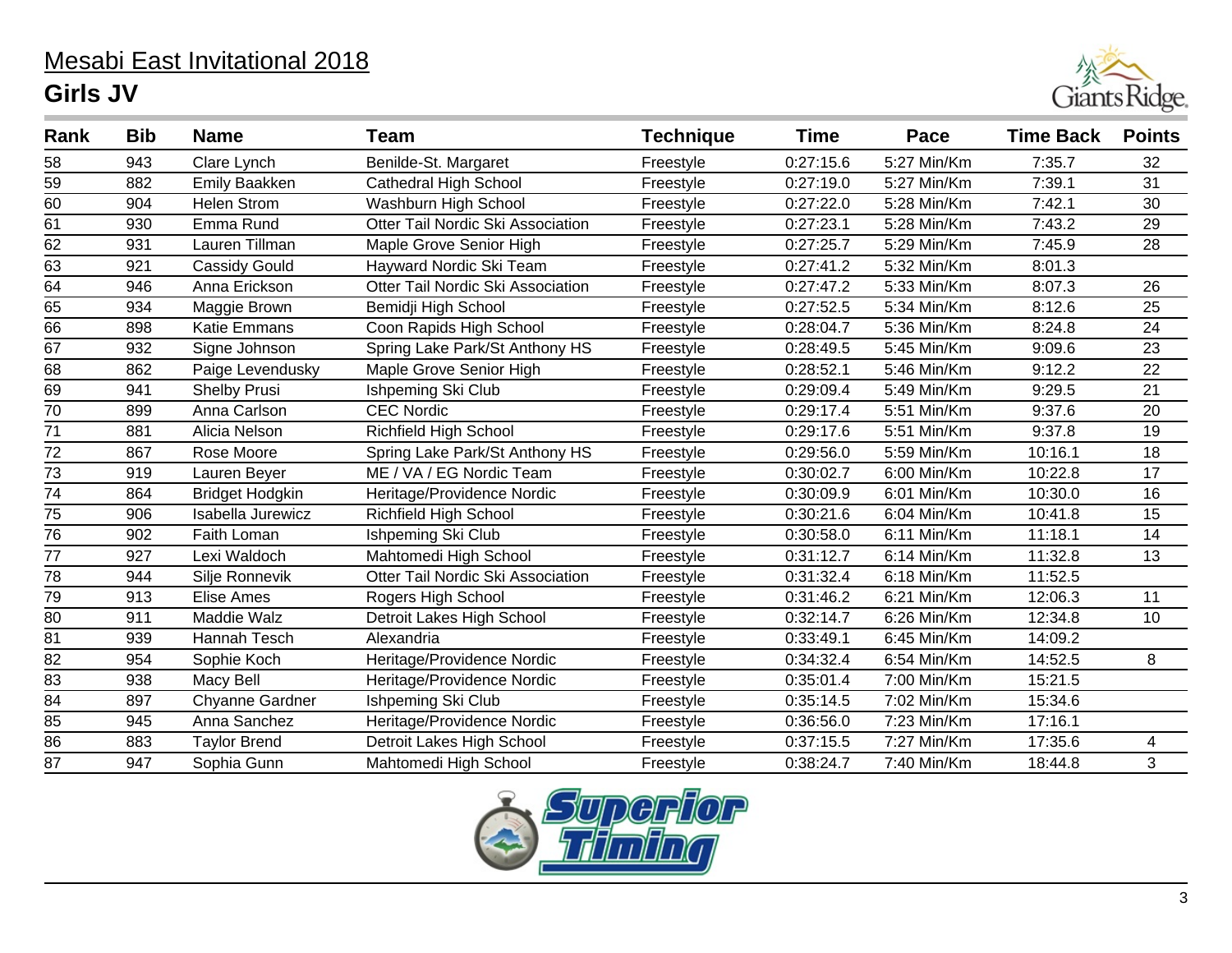# Mesabi East Invitational 2018

## Girls JV

| Rank | Bib | Name | Team | Technique | Time | Pace | Time Back | Points |
|---|---|---|---|---|---|---|---|---|
| 58 | 943 | Clare Lynch | Benilde-St. Margaret | Freestyle | 0:27:15.6 | 5:27 Min/Km | 7:35.7 | 32 |
| 59 | 882 | Emily Baakken | Cathedral High School | Freestyle | 0:27:19.0 | 5:27 Min/Km | 7:39.1 | 31 |
| 60 | 904 | Helen Strom | Washburn High School | Freestyle | 0:27:22.0 | 5:28 Min/Km | 7:42.1 | 30 |
| 61 | 930 | Emma Rund | Otter Tail Nordic Ski Association | Freestyle | 0:27:23.1 | 5:28 Min/Km | 7:43.2 | 29 |
| 62 | 931 | Lauren Tillman | Maple Grove Senior High | Freestyle | 0:27:25.7 | 5:29 Min/Km | 7:45.9 | 28 |
| 63 | 921 | Cassidy Gould | Hayward Nordic Ski Team | Freestyle | 0:27:41.2 | 5:32 Min/Km | 8:01.3 | |
| 64 | 946 | Anna Erickson | Otter Tail Nordic Ski Association | Freestyle | 0:27:47.2 | 5:33 Min/Km | 8:07.3 | 26 |
| 65 | 934 | Maggie Brown | Bemidji High School | Freestyle | 0:27:52.5 | 5:34 Min/Km | 8:12.6 | 25 |
| 66 | 898 | Katie Emmans | Coon Rapids High School | Freestyle | 0:28:04.7 | 5:36 Min/Km | 8:24.8 | 24 |
| 67 | 932 | Signe Johnson | Spring Lake Park/St Anthony HS | Freestyle | 0:28:49.5 | 5:45 Min/Km | 9:09.6 | 23 |
| 68 | 862 | Paige Levendusky | Maple Grove Senior High | Freestyle | 0:28:52.1 | 5:46 Min/Km | 9:12.2 | 22 |
| 69 | 941 | Shelby Prusi | Ishpeming Ski Club | Freestyle | 0:29:09.4 | 5:49 Min/Km | 9:29.5 | 21 |
| 70 | 899 | Anna Carlson | CEC Nordic | Freestyle | 0:29:17.4 | 5:51 Min/Km | 9:37.6 | 20 |
| 71 | 881 | Alicia Nelson | Richfield High School | Freestyle | 0:29:17.6 | 5:51 Min/Km | 9:37.8 | 19 |
| 72 | 867 | Rose Moore | Spring Lake Park/St Anthony HS | Freestyle | 0:29:56.0 | 5:59 Min/Km | 10:16.1 | 18 |
| 73 | 919 | Lauren Beyer | ME / VA / EG Nordic Team | Freestyle | 0:30:02.7 | 6:00 Min/Km | 10:22.8 | 17 |
| 74 | 864 | Bridget Hodgkin | Heritage/Providence Nordic | Freestyle | 0:30:09.9 | 6:01 Min/Km | 10:30.0 | 16 |
| 75 | 906 | Isabella Jurewicz | Richfield High School | Freestyle | 0:30:21.6 | 6:04 Min/Km | 10:41.8 | 15 |
| 76 | 902 | Faith Loman | Ishpeming Ski Club | Freestyle | 0:30:58.0 | 6:11 Min/Km | 11:18.1 | 14 |
| 77 | 927 | Lexi Waldoch | Mahtomedi High School | Freestyle | 0:31:12.7 | 6:14 Min/Km | 11:32.8 | 13 |
| 78 | 944 | Silje Ronnevik | Otter Tail Nordic Ski Association | Freestyle | 0:31:32.4 | 6:18 Min/Km | 11:52.5 | |
| 79 | 913 | Elise Ames | Rogers High School | Freestyle | 0:31:46.2 | 6:21 Min/Km | 12:06.3 | 11 |
| 80 | 911 | Maddie Walz | Detroit Lakes High School | Freestyle | 0:32:14.7 | 6:26 Min/Km | 12:34.8 | 10 |
| 81 | 939 | Hannah Tesch | Alexandria | Freestyle | 0:33:49.1 | 6:45 Min/Km | 14:09.2 | |
| 82 | 954 | Sophie Koch | Heritage/Providence Nordic | Freestyle | 0:34:32.4 | 6:54 Min/Km | 14:52.5 | 8 |
| 83 | 938 | Macy Bell | Heritage/Providence Nordic | Freestyle | 0:35:01.4 | 7:00 Min/Km | 15:21.5 | |
| 84 | 897 | Chyanne Gardner | Ishpeming Ski Club | Freestyle | 0:35:14.5 | 7:02 Min/Km | 15:34.6 | |
| 85 | 945 | Anna Sanchez | Heritage/Providence Nordic | Freestyle | 0:36:56.0 | 7:23 Min/Km | 17:16.1 | |
| 86 | 883 | Taylor Brend | Detroit Lakes High School | Freestyle | 0:37:15.5 | 7:27 Min/Km | 17:35.6 | 4 |
| 87 | 947 | Sophia Gunn | Mahtomedi High School | Freestyle | 0:38:24.7 | 7:40 Min/Km | 18:44.8 | 3 |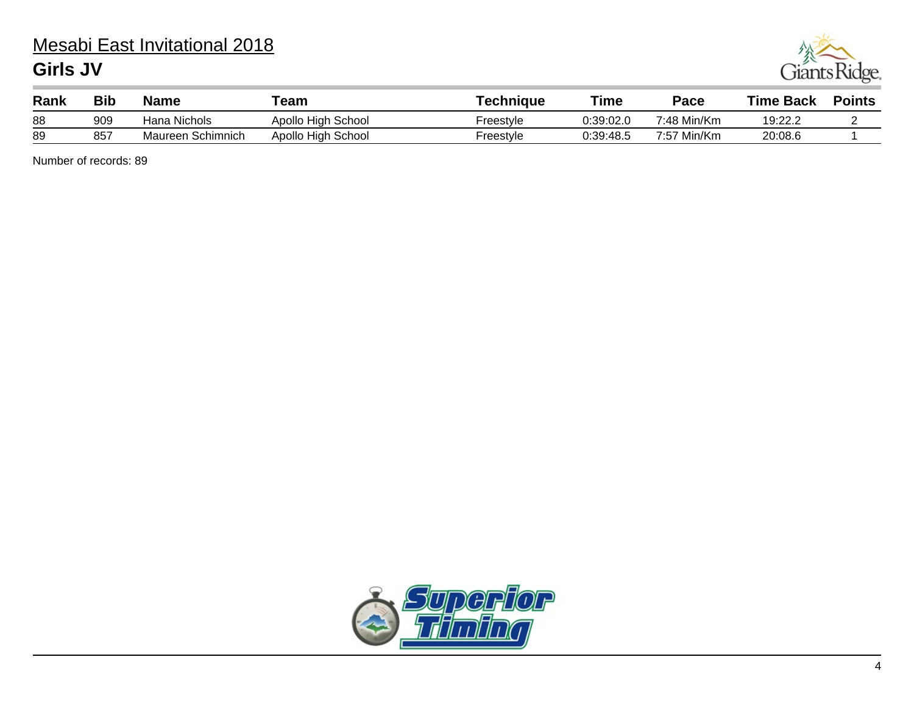# Mesabi East Invitational 2018

## Girls JV

| Rank | Bib | Name | Team | Technique | Time | Pace | Time Back | Points |
|---|---|---|---|---|---|---|---|---|
| 88 | 909 | Hana Nichols | Apollo High School | Freestyle | 0:39:02.0 | 7:48 Min/Km | 19:22.2 | 2 |
| 89 | 857 | Maureen Schimnich | Apollo High School | Freestyle | 0:39:48.5 | 7:57 Min/Km | 20:08.6 | 1 |

Number of records: 89